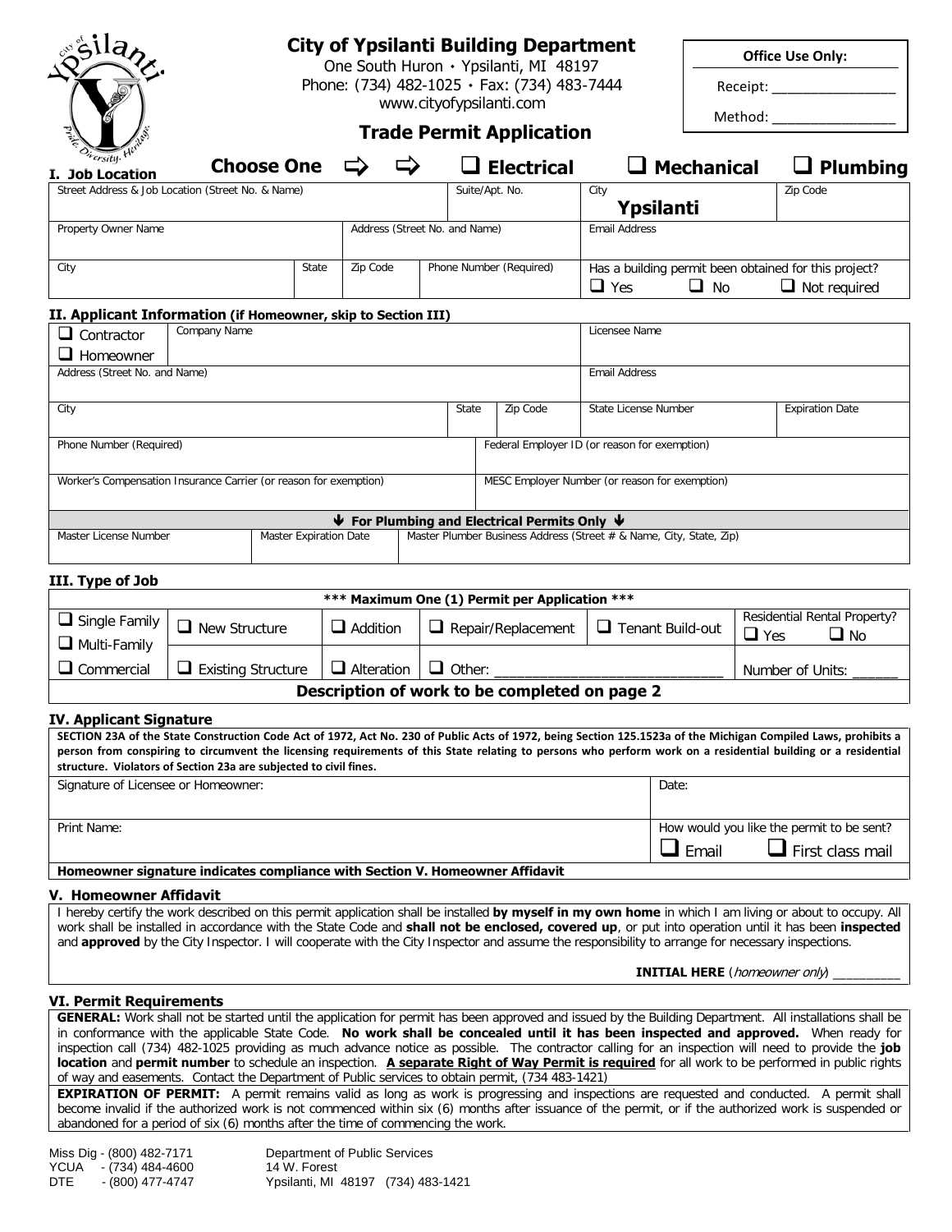# City of Ypsilanti Building Department

One South Huron • Ypsilanti, MI 48197
Phone: (734) 482-1025 • Fax: (734) 483-7444
www.cityofypsilanti.com

## Trade Permit Application

| Office Use Only: |
|---|
| Receipt: _______________ |
| Method: _______________ |

**Choose One** ⇨ ⇨ ☐ **Electrical** ☐ **Mechanical** ☐ **Plumbing**

### I. Job Location

| Street Address & Job Location (Street No. & Name) | | | Suite/Apt. No. | City: **Ypsilanti** | Zip Code |
|---|---|---|---|---|---|
| Property Owner Name | | Address (Street No. and Name) | | Email Address | |
| City | State | Zip Code | Phone Number (Required) | Has a building permit been obtained for this project? ☐ Yes ☐ No ☐ Not required | |

### II. Applicant Information (if Homeowner, skip to Section III)

| ☐ Contractor ☐ Homeowner | Company Name | | | Licensee Name | |
|---|---|---|---|---|---|
| Address (Street No. and Name) | | | | Email Address | |
| City | | State | Zip Code | State License Number | Expiration Date |
| Phone Number (Required) | | Federal Employer ID (or reason for exemption) | | | |
| Worker's Compensation Insurance Carrier (or reason for exemption) | | MESC Employer Number (or reason for exemption) | | | |

**↓ For Plumbing and Electrical Permits Only ↓**

| Master License Number | Master Expiration Date | Master Plumber Business Address (Street # & Name, City, State, Zip) |
|---|---|---|
| | | |

### III. Type of Job

**\*\*\* Maximum One (1) Permit per Application \*\*\***

| ☐ Single Family ☐ Multi-Family | ☐ New Structure | ☐ Addition | ☐ Repair/Replacement | ☐ Tenant Build-out | Residential Rental Property? ☐ Yes ☐ No |
|---|---|---|---|---|---|
| ☐ Commercial | ☐ Existing Structure | ☐ Alteration | ☐ Other: ____________________________ | | Number of Units: ______ |

**Description of work to be completed on page 2**

### IV. Applicant Signature

**SECTION 23A of the State Construction Code Act of 1972, Act No. 230 of Public Acts of 1972, being Section 125.1523a of the Michigan Compiled Laws, prohibits a person from conspiring to circumvent the licensing requirements of this State relating to persons who perform work on a residential building or a residential structure. Violators of Section 23a are subjected to civil fines.**

| Signature of Licensee or Homeowner: | Date: |
|---|---|
| Print Name: | How would you like the permit to be sent? ☐ Email ☐ First class mail |

**Homeowner signature indicates compliance with Section V. Homeowner Affidavit**

### V. Homeowner Affidavit

I hereby certify the work described on this permit application shall be installed **by myself in my own home** in which I am living or about to occupy. All work shall be installed in accordance with the State Code and **shall not be enclosed, covered up**, or put into operation until it has been **inspected** and **approved** by the City Inspector. I will cooperate with the City Inspector and assume the responsibility to arrange for necessary inspections.

**INITIAL HERE** (*homeowner only*) __________

### VI. Permit Requirements

**GENERAL:** Work shall not be started until the application for permit has been approved and issued by the Building Department. All installations shall be in conformance with the applicable State Code. **No work shall be concealed until it has been inspected and approved.** When ready for inspection call (734) 482-1025 providing as much advance notice as possible. The contractor calling for an inspection will need to provide the **job location** and **permit number** to schedule an inspection. **A separate Right of Way Permit is required** for all work to be performed in public rights of way and easements. Contact the Department of Public services to obtain permit, (734 483-1421)

**EXPIRATION OF PERMIT:** A permit remains valid as long as work is progressing and inspections are requested and conducted. A permit shall become invalid if the authorized work is not commenced within six (6) months after issuance of the permit, or if the authorized work is suspended or abandoned for a period of six (6) months after the time of commencing the work.

Miss Dig - (800) 482-7171
YCUA - (734) 484-4600
DTE - (800) 477-4747

Department of Public Services
14 W. Forest
Ypsilanti, MI 48197 (734) 483-1421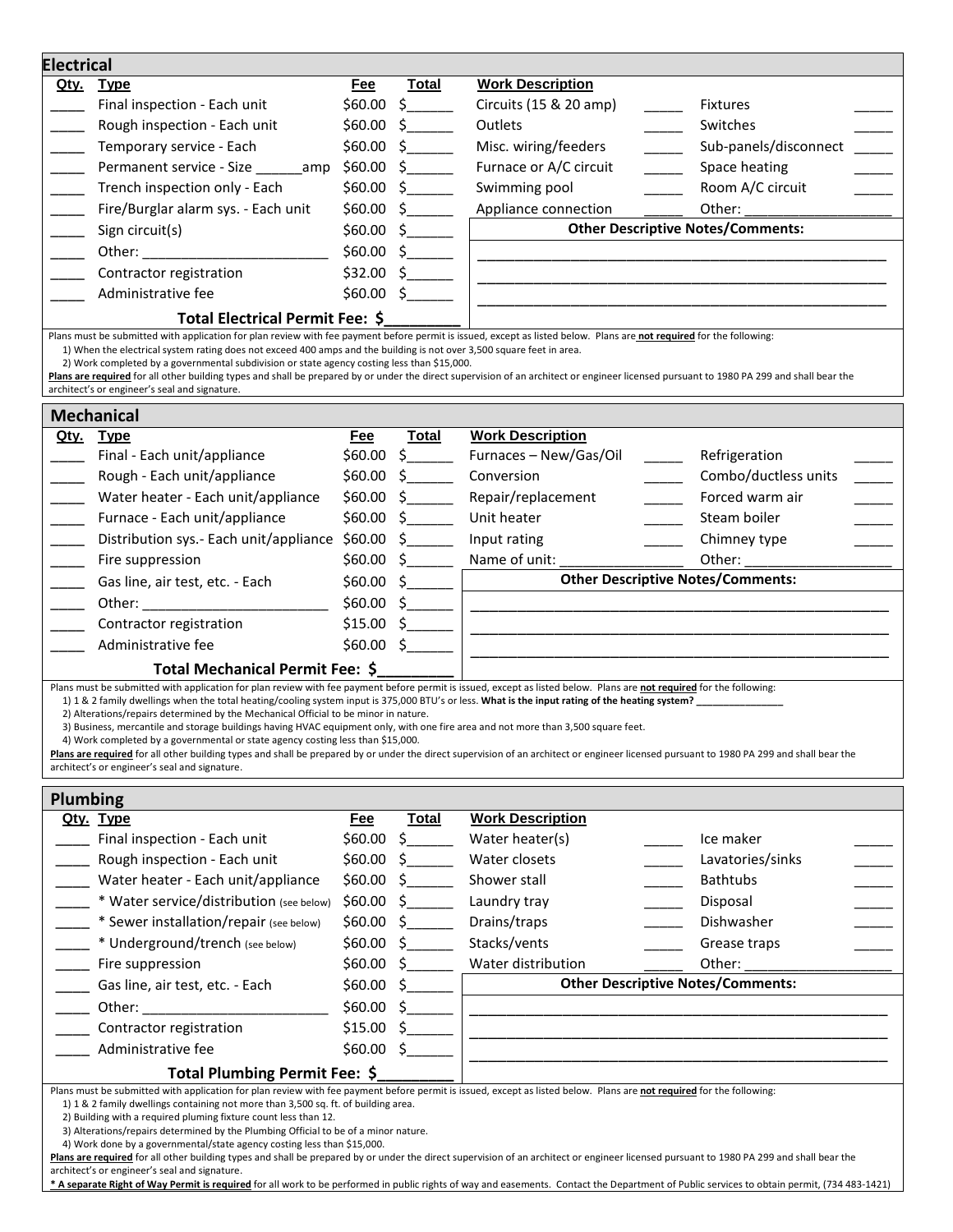## Electrical

| Qty. | Type | Fee | Total |
|---|---|---|---|
| ____ | Final inspection - Each unit | $60.00 | $______ |
| ____ | Rough inspection - Each unit | $60.00 | $______ |
| ____ | Temporary service - Each | $60.00 | $______ |
| ____ | Permanent service - Size ______amp | $60.00 | $______ |
| ____ | Trench inspection only - Each | $60.00 | $______ |
| ____ | Fire/Burglar alarm sys. - Each unit | $60.00 | $______ |
| ____ | Sign circuit(s) | $60.00 | $______ |
| ____ | Other: ________________________ | $60.00 | $______ |
| ____ | Contractor registration | $32.00 | $______ |
| ____ | Administrative fee | $60.00 | $______ |
| | **Total Electrical Permit Fee: $_________** | | |

| Work Description | | | |
|---|---|---|---|
| Circuits (15 & 20 amp) | _____ | Fixtures | _____ |
| Outlets | _____ | Switches | _____ |
| Misc. wiring/feeders | _____ | Sub-panels/disconnect | _____ |
| Furnace or A/C circuit | _____ | Space heating | _____ |
| Swimming pool | _____ | Room A/C circuit | _____ |
| Appliance connection | _____ | Other: ___________________ | |

**Other Descriptive Notes/Comments:**

_____________________________________________________

_____________________________________________________

_____________________________________________________

Plans must be submitted with application for plan review with fee payment before permit is issued, except as listed below. Plans are **not required** for the following:

1) When the electrical system rating does not exceed 400 amps and the building is not over 3,500 square feet in area.
2) Work completed by a governmental subdivision or state agency costing less than $15,000.

**Plans are required** for all other building types and shall be prepared by or under the direct supervision of an architect or engineer licensed pursuant to 1980 PA 299 and shall bear the architect's or engineer's seal and signature.

## Mechanical

| Qty. | Type | Fee | Total |
|---|---|---|---|
| ____ | Final - Each unit/appliance | $60.00 | $______ |
| ____ | Rough - Each unit/appliance | $60.00 | $______ |
| ____ | Water heater - Each unit/appliance | $60.00 | $______ |
| ____ | Furnace - Each unit/appliance | $60.00 | $______ |
| ____ | Distribution sys.- Each unit/appliance | $60.00 | $______ |
| ____ | Fire suppression | $60.00 | $______ |
| ____ | Gas line, air test, etc. - Each | $60.00 | $______ |
| ____ | Other: ________________________ | $60.00 | $______ |
| ____ | Contractor registration | $15.00 | $______ |
| ____ | Administrative fee | $60.00 | $______ |
| | **Total Mechanical Permit Fee: $_________** | | |

| Work Description | | | |
|---|---|---|---|
| Furnaces – New/Gas/Oil | _____ | Refrigeration | _____ |
| Conversion | _____ | Combo/ductless units | _____ |
| Repair/replacement | _____ | Forced warm air | _____ |
| Unit heater | _____ | Steam boiler | _____ |
| Input rating | _____ | Chimney type | _____ |
| Name of unit: ________________ | | Other: ___________________ | |

**Other Descriptive Notes/Comments:**

_____________________________________________________

_____________________________________________________

_____________________________________________________

Plans must be submitted with application for plan review with fee payment before permit is issued, except as listed below. Plans are **not required** for the following:

1) 1 & 2 family dwellings when the total heating/cooling system input is 375,000 BTU's or less. **What is the input rating of the heating system?** _______________
2) Alterations/repairs determined by the Mechanical Official to be minor in nature.
3) Business, mercantile and storage buildings having HVAC equipment only, with one fire area and not more than 3,500 square feet.
4) Work completed by a governmental or state agency costing less than $15,000.

**Plans are required** for all other building types and shall be prepared by or under the direct supervision of an architect or engineer licensed pursuant to 1980 PA 299 and shall bear the architect's or engineer's seal and signature.

## Plumbing

| Qty. | Type | Fee | Total |
|---|---|---|---|
| ____ | Final inspection - Each unit | $60.00 | $______ |
| ____ | Rough inspection - Each unit | $60.00 | $______ |
| ____ | Water heater - Each unit/appliance | $60.00 | $______ |
| ____ | * Water service/distribution (see below) | $60.00 | $______ |
| ____ | * Sewer installation/repair (see below) | $60.00 | $______ |
| ____ | * Underground/trench (see below) | $60.00 | $______ |
| ____ | Fire suppression | $60.00 | $______ |
| ____ | Gas line, air test, etc. - Each | $60.00 | $______ |
| ____ | Other: ________________________ | $60.00 | $______ |
| ____ | Contractor registration | $15.00 | $______ |
| ____ | Administrative fee | $60.00 | $______ |
| | **Total Plumbing Permit Fee: $_________** | | |

| Work Description | | | |
|---|---|---|---|
| Water heater(s) | _____ | Ice maker | _____ |
| Water closets | _____ | Lavatories/sinks | _____ |
| Shower stall | _____ | Bathtubs | _____ |
| Laundry tray | _____ | Disposal | _____ |
| Drains/traps | _____ | Dishwasher | _____ |
| Stacks/vents | _____ | Grease traps | _____ |
| Water distribution | _____ | Other: ___________________ | |

**Other Descriptive Notes/Comments:**

_____________________________________________________

_____________________________________________________

_____________________________________________________

Plans must be submitted with application for plan review with fee payment before permit is issued, except as listed below. Plans are **not required** for the following:

1) 1 & 2 family dwellings containing not more than 3,500 sq. ft. of building area.
2) Building with a required pluming fixture count less than 12.
3) Alterations/repairs determined by the Plumbing Official to be of a minor nature.
4) Work done by a governmental/state agency costing less than $15,000.

**Plans are required** for all other building types and shall be prepared by or under the direct supervision of an architect or engineer licensed pursuant to 1980 PA 299 and shall bear the architect's or engineer's seal and signature.

**\* A separate Right of Way Permit is required** for all work to be performed in public rights of way and easements. Contact the Department of Public services to obtain permit, (734 483-1421)